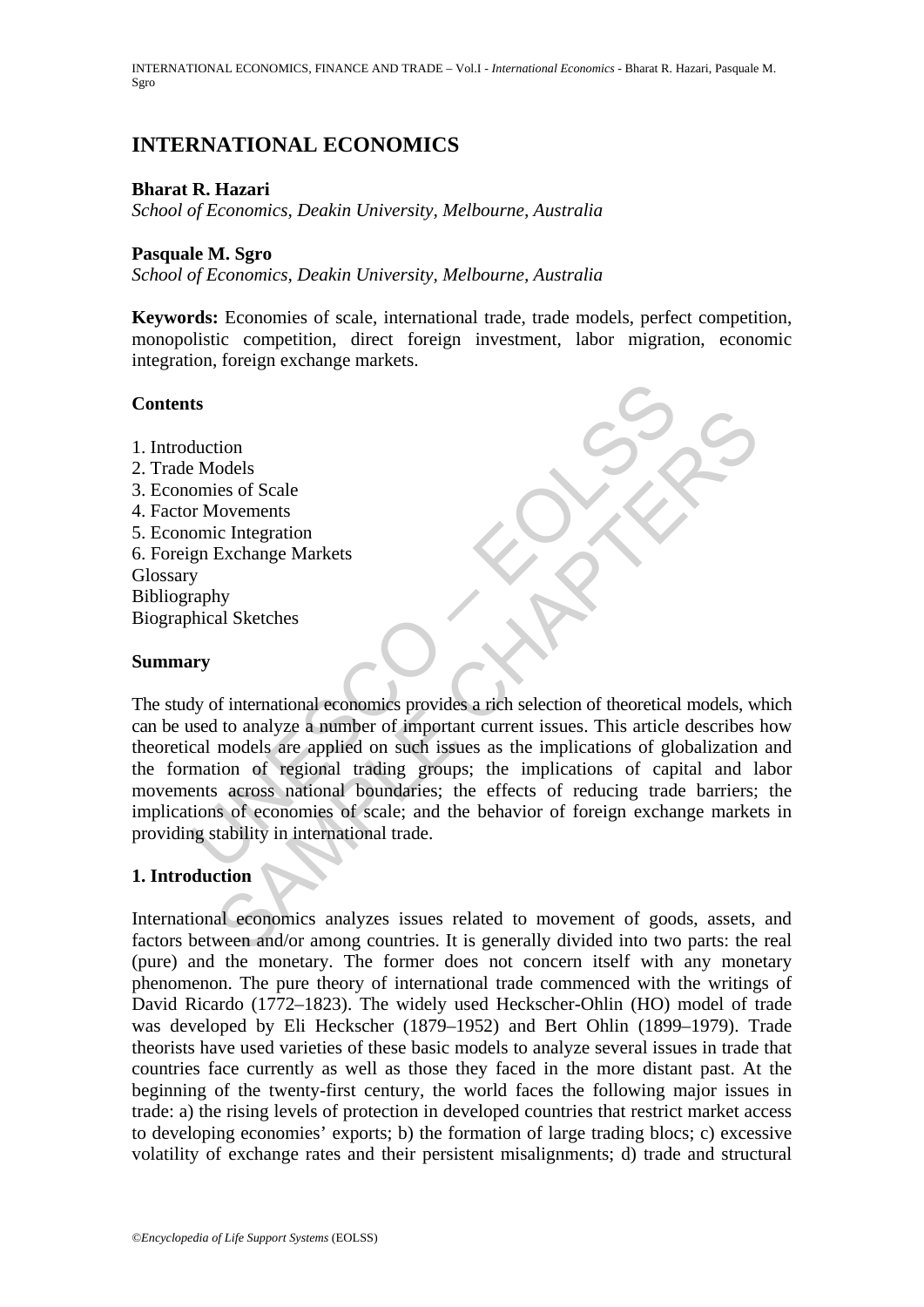# INTERNATIONAL ECONOMICS

**Bharat R. Hazari**

*School of Economics, Deakin University, Melbourne, Australia*

**Pasquale M. Sgro**

*School of Economics, Deakin University, Melbourne, Australia*

**Keywords:** Economies of scale, international trade, trade models, perfect competition, monopolistic competition, direct foreign investment, labor migration, economic integration, foreign exchange markets.

## Contents

1. Introduction
2. Trade Models
3. Economies of Scale
4. Factor Movements
5. Economic Integration
6. Foreign Exchange Markets

Glossary
Bibliography
Biographical Sketches

## Summary

The study of international economics provides a rich selection of theoretical models, which can be used to analyze a number of important current issues. This article describes how theoretical models are applied on such issues as the implications of globalization and the formation of regional trading groups; the implications of capital and labor movements across national boundaries; the effects of reducing trade barriers; the implications of economies of scale; and the behavior of foreign exchange markets in providing stability in international trade.

## 1. Introduction

International economics analyzes issues related to movement of goods, assets, and factors between and/or among countries. It is generally divided into two parts: the real (pure) and the monetary. The former does not concern itself with any monetary phenomenon. The pure theory of international trade commenced with the writings of David Ricardo (1772–1823). The widely used Heckscher-Ohlin (HO) model of trade was developed by Eli Heckscher (1879–1952) and Bert Ohlin (1899–1979). Trade theorists have used varieties of these basic models to analyze several issues in trade that countries face currently as well as those they faced in the more distant past. At the beginning of the twenty-first century, the world faces the following major issues in trade: a) the rising levels of protection in developed countries that restrict market access to developing economies' exports; b) the formation of large trading blocs; c) excessive volatility of exchange rates and their persistent misalignments; d) trade and structural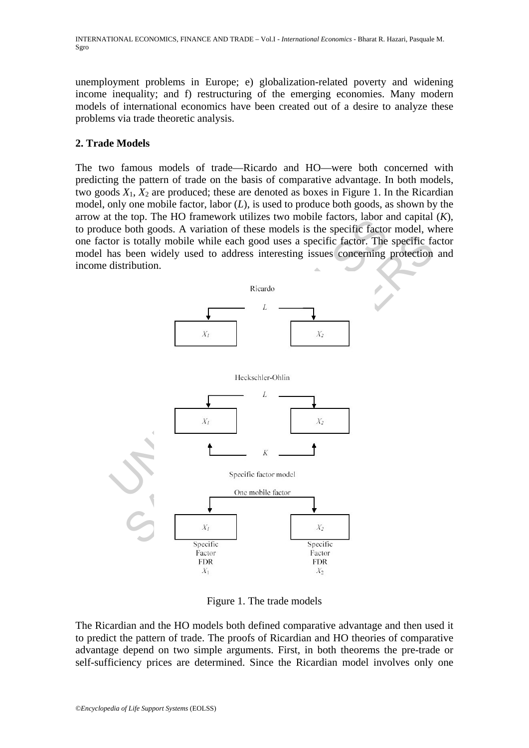unemployment problems in Europe; e) globalization-related poverty and widening income inequality; and f) restructuring of the emerging economies. Many modern models of international economics have been created out of a desire to analyze these problems via trade theoretic analysis.

## 2. Trade Models

The two famous models of trade—Ricardo and HO—were both concerned with predicting the pattern of trade on the basis of comparative advantage. In both models, two goods $X_1$, $X_2$ are produced; these are denoted as boxes in Figure 1. In the Ricardian model, only one mobile factor, labor ($L$), is used to produce both goods, as shown by the arrow at the top. The HO framework utilizes two mobile factors, labor and capital ($K$), to produce both goods. A variation of these models is the specific factor model, where one factor is totally mobile while each good uses a specific factor. The specific factor model has been widely used to address interesting issues concerning protection and income distribution.

Figure 1. The trade models

The Ricardian and the HO models both defined comparative advantage and then used it to predict the pattern of trade. The proofs of Ricardian and HO theories of comparative advantage depend on two simple arguments. First, in both theorems the pre-trade or self-sufficiency prices are determined. Since the Ricardian model involves only one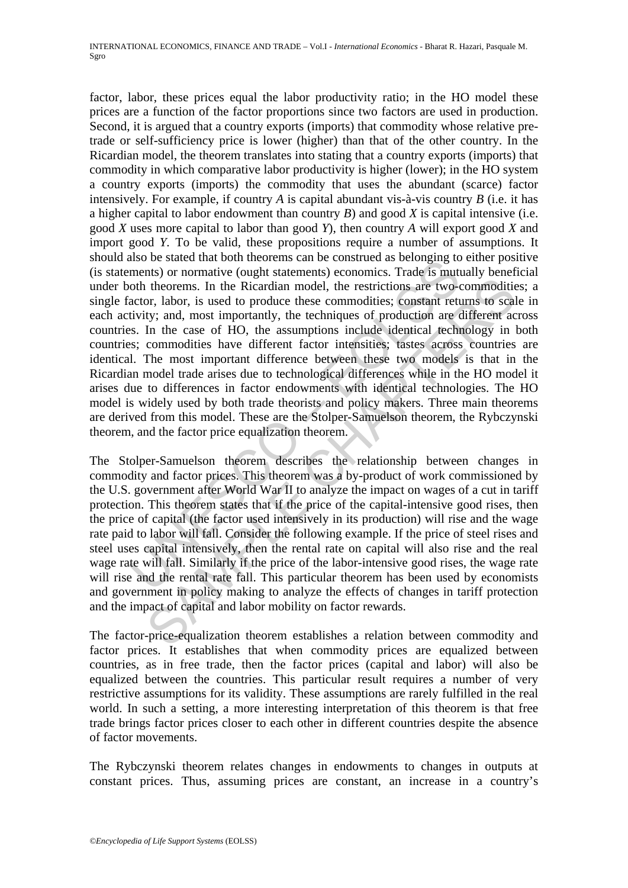factor, labor, these prices equal the labor productivity ratio; in the HO model these prices are a function of the factor proportions since two factors are used in production. Second, it is argued that a country exports (imports) that commodity whose relative pre-trade or self-sufficiency price is lower (higher) than that of the other country. In the Ricardian model, the theorem translates into stating that a country exports (imports) that commodity in which comparative labor productivity is higher (lower); in the HO system a country exports (imports) the commodity that uses the abundant (scarce) factor intensively. For example, if country *A* is capital abundant vis-à-vis country *B* (i.e. it has a higher capital to labor endowment than country *B*) and good *X* is capital intensive (i.e. good *X* uses more capital to labor than good *Y*), then country *A* will export good *X* and import good *Y*. To be valid, these propositions require a number of assumptions. It should also be stated that both theorems can be construed as belonging to either positive (is statements) or normative (ought statements) economics. Trade is mutually beneficial under both theorems. In the Ricardian model, the restrictions are two-commodities; a single factor, labor, is used to produce these commodities; constant returns to scale in each activity; and, most importantly, the techniques of production are different across countries. In the case of HO, the assumptions include identical technology in both countries; commodities have different factor intensities; tastes across countries are identical. The most important difference between these two models is that in the Ricardian model trade arises due to technological differences while in the HO model it arises due to differences in factor endowments with identical technologies. The HO model is widely used by both trade theorists and policy makers. Three main theorems are derived from this model. These are the Stolper-Samuelson theorem, the Rybczynski theorem, and the factor price equalization theorem.

The Stolper-Samuelson theorem describes the relationship between changes in commodity and factor prices. This theorem was a by-product of work commissioned by the U.S. government after World War II to analyze the impact on wages of a cut in tariff protection. This theorem states that if the price of the capital-intensive good rises, then the price of capital (the factor used intensively in its production) will rise and the wage rate paid to labor will fall. Consider the following example. If the price of steel rises and steel uses capital intensively, then the rental rate on capital will also rise and the real wage rate will fall. Similarly if the price of the labor-intensive good rises, the wage rate will rise and the rental rate fall. This particular theorem has been used by economists and government in policy making to analyze the effects of changes in tariff protection and the impact of capital and labor mobility on factor rewards.

The factor-price-equalization theorem establishes a relation between commodity and factor prices. It establishes that when commodity prices are equalized between countries, as in free trade, then the factor prices (capital and labor) will also be equalized between the countries. This particular result requires a number of very restrictive assumptions for its validity. These assumptions are rarely fulfilled in the real world. In such a setting, a more interesting interpretation of this theorem is that free trade brings factor prices closer to each other in different countries despite the absence of factor movements.

The Rybczynski theorem relates changes in endowments to changes in outputs at constant prices. Thus, assuming prices are constant, an increase in a country's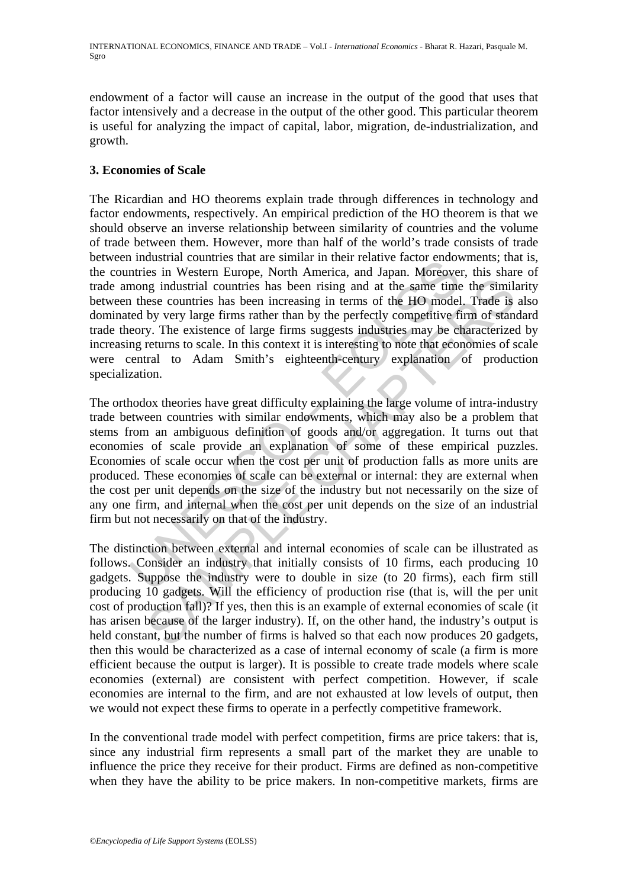endowment of a factor will cause an increase in the output of the good that uses that factor intensively and a decrease in the output of the other good. This particular theorem is useful for analyzing the impact of capital, labor, migration, de-industrialization, and growth.

## 3. Economies of Scale

The Ricardian and HO theorems explain trade through differences in technology and factor endowments, respectively. An empirical prediction of the HO theorem is that we should observe an inverse relationship between similarity of countries and the volume of trade between them. However, more than half of the world's trade consists of trade between industrial countries that are similar in their relative factor endowments; that is, the countries in Western Europe, North America, and Japan. Moreover, this share of trade among industrial countries has been rising and at the same time the similarity between these countries has been increasing in terms of the HO model. Trade is also dominated by very large firms rather than by the perfectly competitive firm of standard trade theory. The existence of large firms suggests industries may be characterized by increasing returns to scale. In this context it is interesting to note that economies of scale were central to Adam Smith's eighteenth-century explanation of production specialization.

The orthodox theories have great difficulty explaining the large volume of intra-industry trade between countries with similar endowments, which may also be a problem that stems from an ambiguous definition of goods and/or aggregation. It turns out that economies of scale provide an explanation of some of these empirical puzzles. Economies of scale occur when the cost per unit of production falls as more units are produced. These economies of scale can be external or internal: they are external when the cost per unit depends on the size of the industry but not necessarily on the size of any one firm, and internal when the cost per unit depends on the size of an industrial firm but not necessarily on that of the industry.

The distinction between external and internal economies of scale can be illustrated as follows. Consider an industry that initially consists of 10 firms, each producing 10 gadgets. Suppose the industry were to double in size (to 20 firms), each firm still producing 10 gadgets. Will the efficiency of production rise (that is, will the per unit cost of production fall)? If yes, then this is an example of external economies of scale (it has arisen because of the larger industry). If, on the other hand, the industry's output is held constant, but the number of firms is halved so that each now produces 20 gadgets, then this would be characterized as a case of internal economy of scale (a firm is more efficient because the output is larger). It is possible to create trade models where scale economies (external) are consistent with perfect competition. However, if scale economies are internal to the firm, and are not exhausted at low levels of output, then we would not expect these firms to operate in a perfectly competitive framework.

In the conventional trade model with perfect competition, firms are price takers: that is, since any industrial firm represents a small part of the market they are unable to influence the price they receive for their product. Firms are defined as non-competitive when they have the ability to be price makers. In non-competitive markets, firms are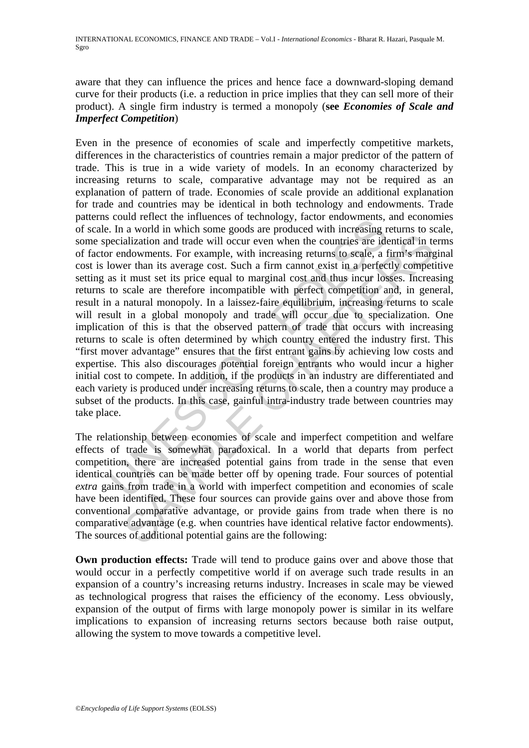aware that they can influence the prices and hence face a downward-sloping demand curve for their products (i.e. a reduction in price implies that they can sell more of their product). A single firm industry is termed a monopoly (**see *Economies of Scale and Imperfect Competition***)

Even in the presence of economies of scale and imperfectly competitive markets, differences in the characteristics of countries remain a major predictor of the pattern of trade. This is true in a wide variety of models. In an economy characterized by increasing returns to scale, comparative advantage may not be required as an explanation of pattern of trade. Economies of scale provide an additional explanation for trade and countries may be identical in both technology and endowments. Trade patterns could reflect the influences of technology, factor endowments, and economies of scale. In a world in which some goods are produced with increasing returns to scale, some specialization and trade will occur even when the countries are identical in terms of factor endowments. For example, with increasing returns to scale, a firm's marginal cost is lower than its average cost. Such a firm cannot exist in a perfectly competitive setting as it must set its price equal to marginal cost and thus incur losses. Increasing returns to scale are therefore incompatible with perfect competition and, in general, result in a natural monopoly. In a laissez-faire equilibrium, increasing returns to scale will result in a global monopoly and trade will occur due to specialization. One implication of this is that the observed pattern of trade that occurs with increasing returns to scale is often determined by which country entered the industry first. This "first mover advantage" ensures that the first entrant gains by achieving low costs and expertise. This also discourages potential foreign entrants who would incur a higher initial cost to compete. In addition, if the products in an industry are differentiated and each variety is produced under increasing returns to scale, then a country may produce a subset of the products. In this case, gainful intra-industry trade between countries may take place.

The relationship between economies of scale and imperfect competition and welfare effects of trade is somewhat paradoxical. In a world that departs from perfect competition, there are increased potential gains from trade in the sense that even identical countries can be made better off by opening trade. Four sources of potential *extra* gains from trade in a world with imperfect competition and economies of scale have been identified. These four sources can provide gains over and above those from conventional comparative advantage, or provide gains from trade when there is no comparative advantage (e.g. when countries have identical relative factor endowments). The sources of additional potential gains are the following:

**Own production effects:** Trade will tend to produce gains over and above those that would occur in a perfectly competitive world if on average such trade results in an expansion of a country's increasing returns industry. Increases in scale may be viewed as technological progress that raises the efficiency of the economy. Less obviously, expansion of the output of firms with large monopoly power is similar in its welfare implications to expansion of increasing returns sectors because both raise output, allowing the system to move towards a competitive level.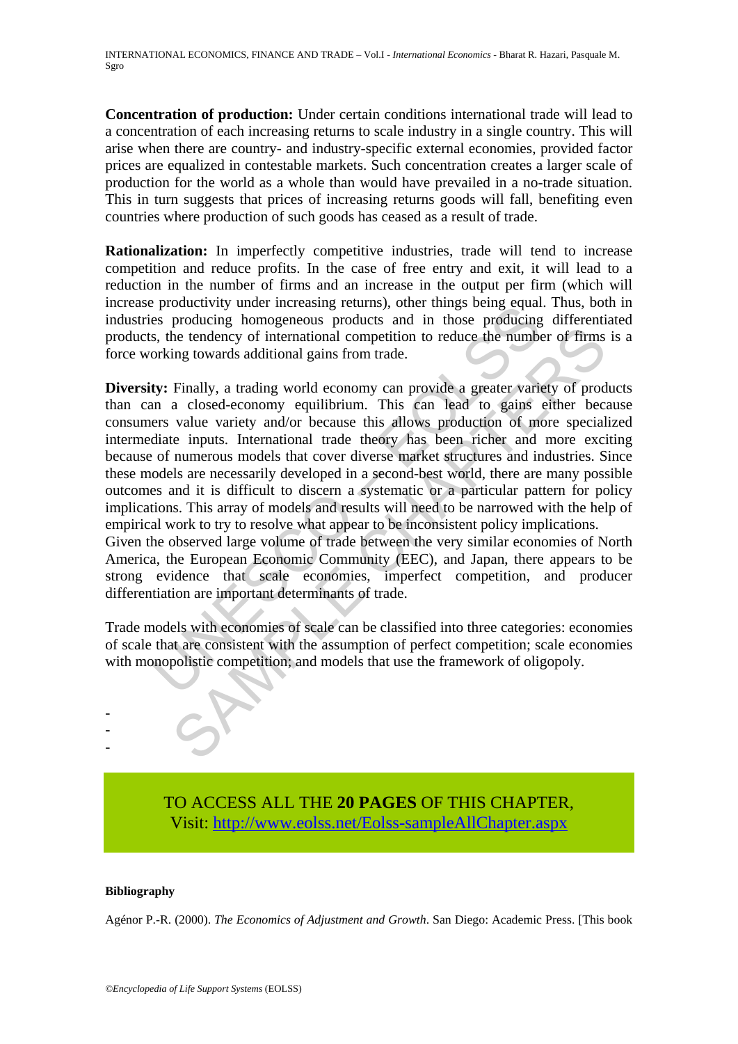**Concentration of production:** Under certain conditions international trade will lead to a concentration of each increasing returns to scale industry in a single country. This will arise when there are country- and industry-specific external economies, provided factor prices are equalized in contestable markets. Such concentration creates a larger scale of production for the world as a whole than would have prevailed in a no-trade situation. This in turn suggests that prices of increasing returns goods will fall, benefiting even countries where production of such goods has ceased as a result of trade.

**Rationalization:** In imperfectly competitive industries, trade will tend to increase competition and reduce profits. In the case of free entry and exit, it will lead to a reduction in the number of firms and an increase in the output per firm (which will increase productivity under increasing returns), other things being equal. Thus, both in industries producing homogeneous products and in those producing differentiated products, the tendency of international competition to reduce the number of firms is a force working towards additional gains from trade.

**Diversity:** Finally, a trading world economy can provide a greater variety of products than can a closed-economy equilibrium. This can lead to gains either because consumers value variety and/or because this allows production of more specialized intermediate inputs. International trade theory has been richer and more exciting because of numerous models that cover diverse market structures and industries. Since these models are necessarily developed in a second-best world, there are many possible outcomes and it is difficult to discern a systematic or a particular pattern for policy implications. This array of models and results will need to be narrowed with the help of empirical work to try to resolve what appear to be inconsistent policy implications.
Given the observed large volume of trade between the very similar economies of North America, the European Economic Community (EEC), and Japan, there appears to be strong evidence that scale economies, imperfect competition, and producer differentiation are important determinants of trade.

Trade models with economies of scale can be classified into three categories: economies of scale that are consistent with the assumption of perfect competition; scale economies with monopolistic competition; and models that use the framework of oligopoly.

-
-
-

TO ACCESS ALL THE **20 PAGES** OF THIS CHAPTER,
Visit: http://www.eolss.net/Eolss-sampleAllChapter.aspx

**Bibliography**

Agénor P.-R. (2000). *The Economics of Adjustment and Growth*. San Diego: Academic Press. [This book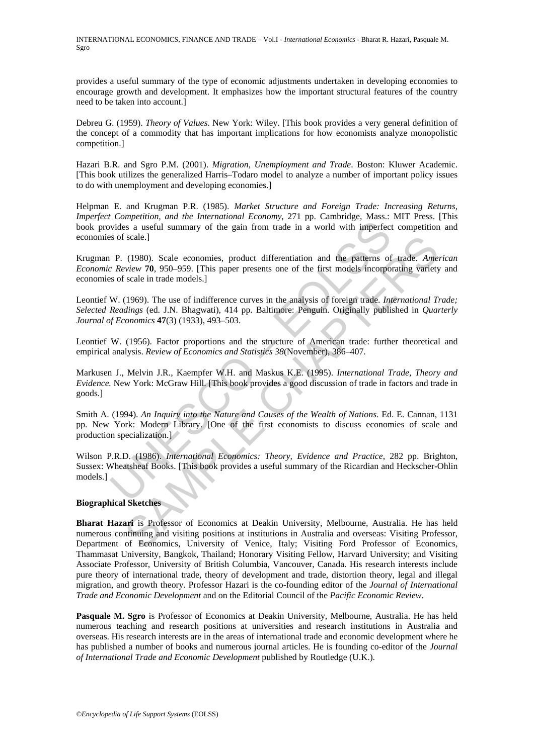provides a useful summary of the type of economic adjustments undertaken in developing economies to encourage growth and development. It emphasizes how the important structural features of the country need to be taken into account.]

Debreu G. (1959). *Theory of Values*. New York: Wiley. [This book provides a very general definition of the concept of a commodity that has important implications for how economists analyze monopolistic competition.]

Hazari B.R. and Sgro P.M. (2001). *Migration, Unemployment and Trade*. Boston: Kluwer Academic. [This book utilizes the generalized Harris–Todaro model to analyze a number of important policy issues to do with unemployment and developing economies.]

Helpman E. and Krugman P.R. (1985). *Market Structure and Foreign Trade: Increasing Returns, Imperfect Competition, and the International Economy*, 271 pp. Cambridge, Mass.: MIT Press. [This book provides a useful summary of the gain from trade in a world with imperfect competition and economies of scale.]

Krugman P. (1980). Scale economies, product differentiation and the patterns of trade. *American Economic Review* **70**, 950–959. [This paper presents one of the first models incorporating variety and economies of scale in trade models.]

Leontief W. (1969). The use of indifference curves in the analysis of foreign trade. *International Trade; Selected Readings* (ed. J.N. Bhagwati), 414 pp. Baltimore: Penguin. Originally published in *Quarterly Journal of Economics* **47**(3) (1933), 493–503.

Leontief W. (1956). Factor proportions and the structure of American trade: further theoretical and empirical analysis. *Review of Economics and Statistics 38*(November), 386–407.

Markusen J., Melvin J.R., Kaempfer W.H. and Maskus K.E. (1995). *International Trade, Theory and Evidence.* New York: McGraw Hill. [This book provides a good discussion of trade in factors and trade in goods.]

Smith A. (1994). *An Inquiry into the Nature and Causes of the Wealth of Nations*. Ed. E. Cannan, 1131 pp. New York: Modern Library. [One of the first economists to discuss economies of scale and production specialization.]

Wilson P.R.D. (1986). *International Economics: Theory, Evidence and Practice*, 282 pp. Brighton, Sussex: Wheatsheaf Books. [This book provides a useful summary of the Ricardian and Heckscher-Ohlin models.]

**Biographical Sketches**

**Bharat Hazari** is Professor of Economics at Deakin University, Melbourne, Australia. He has held numerous continuing and visiting positions at institutions in Australia and overseas: Visiting Professor, Department of Economics, University of Venice, Italy; Visiting Ford Professor of Economics, Thammasat University, Bangkok, Thailand; Honorary Visiting Fellow, Harvard University; and Visiting Associate Professor, University of British Columbia, Vancouver, Canada. His research interests include pure theory of international trade, theory of development and trade, distortion theory, legal and illegal migration, and growth theory. Professor Hazari is the co-founding editor of the *Journal of International Trade and Economic Development* and on the Editorial Council of the *Pacific Economic Review*.

**Pasquale M. Sgro** is Professor of Economics at Deakin University, Melbourne, Australia. He has held numerous teaching and research positions at universities and research institutions in Australia and overseas. His research interests are in the areas of international trade and economic development where he has published a number of books and numerous journal articles. He is founding co-editor of the *Journal of International Trade and Economic Development* published by Routledge (U.K.).